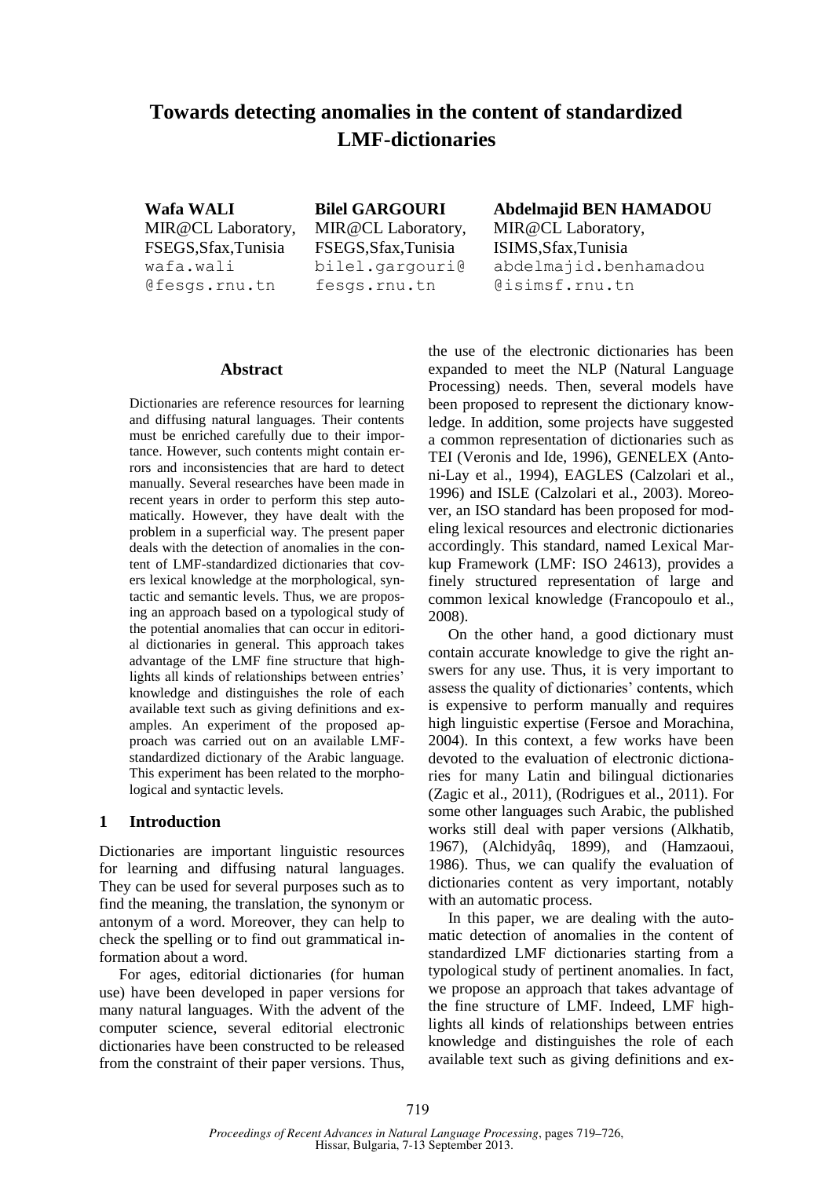# Towards detecting anomalies in the content of standardized LMF-dictionaries

**Wafa WALI**
MIR@CL Laboratory,
FSEGS,Sfax,Tunisia
wafa.wali@fesgs.rnu.tn

**Bilel GARGOURI**
MIR@CL Laboratory,
FSEGS,Sfax,Tunisia
bilel.gargouri@fesgs.rnu.tn

**Abdelmajid BEN HAMADOU**
MIR@CL Laboratory,
ISIMS,Sfax,Tunisia
abdelmajid.benhamadou@isimsf.rnu.tn

## Abstract

Dictionaries are reference resources for learning and diffusing natural languages. Their contents must be enriched carefully due to their importance. However, such contents might contain errors and inconsistencies that are hard to detect manually. Several researches have been made in recent years in order to perform this step automatically. However, they have dealt with the problem in a superficial way. The present paper deals with the detection of anomalies in the content of LMF-standardized dictionaries that covers lexical knowledge at the morphological, syntactic and semantic levels. Thus, we are proposing an approach based on a typological study of the potential anomalies that can occur in editorial dictionaries in general. This approach takes advantage of the LMF fine structure that highlights all kinds of relationships between entries' knowledge and distinguishes the role of each available text such as giving definitions and examples. An experiment of the proposed approach was carried out on an available LMF-standardized dictionary of the Arabic language. This experiment has been related to the morphological and syntactic levels.

## 1 Introduction

Dictionaries are important linguistic resources for learning and diffusing natural languages. They can be used for several purposes such as to find the meaning, the translation, the synonym or antonym of a word. Moreover, they can help to check the spelling or to find out grammatical information about a word.

For ages, editorial dictionaries (for human use) have been developed in paper versions for many natural languages. With the advent of the computer science, several editorial electronic dictionaries have been constructed to be released from the constraint of their paper versions. Thus, the use of the electronic dictionaries has been expanded to meet the NLP (Natural Language Processing) needs. Then, several models have been proposed to represent the dictionary knowledge. In addition, some projects have suggested a common representation of dictionaries such as TEI (Veronis and Ide, 1996), GENELEX (Antoni-Lay et al., 1994), EAGLES (Calzolari et al., 1996) and ISLE (Calzolari et al., 2003). Moreover, an ISO standard has been proposed for modeling lexical resources and electronic dictionaries accordingly. This standard, named Lexical Markup Framework (LMF: ISO 24613), provides a finely structured representation of large and common lexical knowledge (Francopoulo et al., 2008).

On the other hand, a good dictionary must contain accurate knowledge to give the right answers for any use. Thus, it is very important to assess the quality of dictionaries' contents, which is expensive to perform manually and requires high linguistic expertise (Fersoe and Morachina, 2004). In this context, a few works have been devoted to the evaluation of electronic dictionaries for many Latin and bilingual dictionaries (Zagic et al., 2011), (Rodrigues et al., 2011). For some other languages such Arabic, the published works still deal with paper versions (Alkhatib, 1967), (Alchidyâq, 1899), and (Hamzaoui, 1986). Thus, we can qualify the evaluation of dictionaries content as very important, notably with an automatic process.

In this paper, we are dealing with the automatic detection of anomalies in the content of standardized LMF dictionaries starting from a typological study of pertinent anomalies. In fact, we propose an approach that takes advantage of the fine structure of LMF. Indeed, LMF highlights all kinds of relationships between entries knowledge and distinguishes the role of each available text such as giving definitions and ex-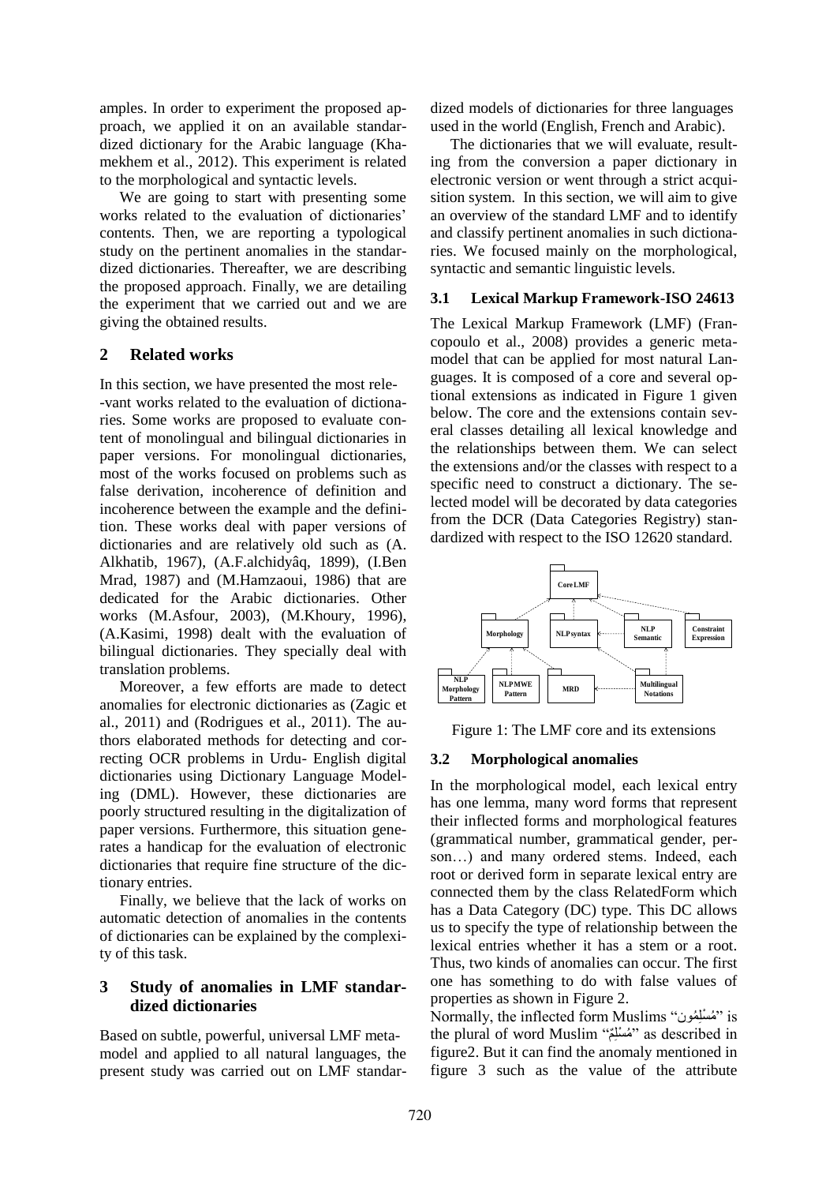amples. In order to experiment the proposed approach, we applied it on an available standardized dictionary for the Arabic language (Khamekhem et al., 2012). This experiment is related to the morphological and syntactic levels.

We are going to start with presenting some works related to the evaluation of dictionaries' contents. Then, we are reporting a typological study on the pertinent anomalies in the standardized dictionaries. Thereafter, we are describing the proposed approach. Finally, we are detailing the experiment that we carried out and we are giving the obtained results.

## 2 Related works

In this section, we have presented the most relevant works related to the evaluation of dictionaries. Some works are proposed to evaluate content of monolingual and bilingual dictionaries in paper versions. For monolingual dictionaries, most of the works focused on problems such as false derivation, incoherence of definition and incoherence between the example and the definition. These works deal with paper versions of dictionaries and are relatively old such as (A. Alkhatib, 1967), (A.F.alchidyâq, 1899), (I.Ben Mrad, 1987) and (M.Hamzaoui, 1986) that are dedicated for the Arabic dictionaries. Other works (M.Asfour, 2003), (M.Khoury, 1996), (A.Kasimi, 1998) dealt with the evaluation of bilingual dictionaries. They specially deal with translation problems.

Moreover, a few efforts are made to detect anomalies for electronic dictionaries as (Zagic et al., 2011) and (Rodrigues et al., 2011). The authors elaborated methods for detecting and correcting OCR problems in Urdu- English digital dictionaries using Dictionary Language Modeling (DML). However, these dictionaries are poorly structured resulting in the digitalization of paper versions. Furthermore, this situation generates a handicap for the evaluation of electronic dictionaries that require fine structure of the dictionary entries.

Finally, we believe that the lack of works on automatic detection of anomalies in the contents of dictionaries can be explained by the complexity of this task.

## 3 Study of anomalies in LMF standardized dictionaries

Based on subtle, powerful, universal LMF metamodel and applied to all natural languages, the present study was carried out on LMF standardized models of dictionaries for three languages used in the world (English, French and Arabic).

The dictionaries that we will evaluate, resulting from the conversion a paper dictionary in electronic version or went through a strict acquisition system. In this section, we will aim to give an overview of the standard LMF and to identify and classify pertinent anomalies in such dictionaries. We focused mainly on the morphological, syntactic and semantic linguistic levels.

### 3.1 Lexical Markup Framework-ISO 24613

The Lexical Markup Framework (LMF) (Francopoulo et al., 2008) provides a generic metamodel that can be applied for most natural Languages. It is composed of a core and several optional extensions as indicated in Figure 1 given below. The core and the extensions contain several classes detailing all lexical knowledge and the relationships between them. We can select the extensions and/or the classes with respect to a specific need to construct a dictionary. The selected model will be decorated by data categories from the DCR (Data Categories Registry) standardized with respect to the ISO 12620 standard.

Figure 1: The LMF core and its extensions

### 3.2 Morphological anomalies

In the morphological model, each lexical entry has one lemma, many word forms that represent their inflected forms and morphological features (grammatical number, grammatical gender, person…) and many ordered stems. Indeed, each root or derived form in separate lexical entry are connected them by the class RelatedForm which has a Data Category (DC) type. This DC allows us to specify the type of relationship between the lexical entries whether it has a stem or a root. Thus, two kinds of anomalies can occur. The first one has something to do with false values of properties as shown in Figure 2.

Normally, the inflected form Muslims "مُسْلِمُون" is the plural of word Muslim "مُسْلِمٌ" as described in figure2. But it can find the anomaly mentioned in figure 3 such as the value of the attribute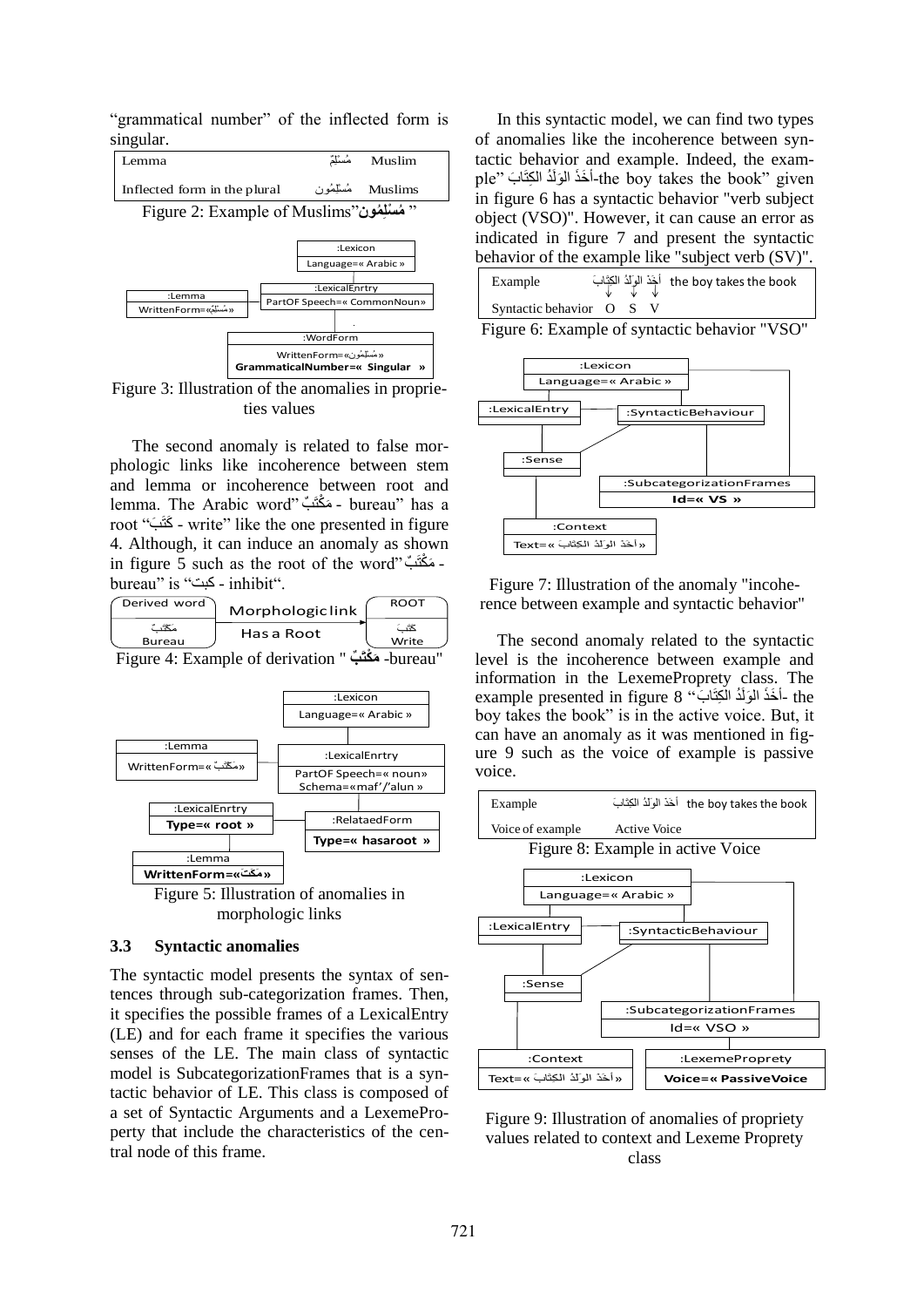"grammatical number" of the inflected form is singular.

| Lemma | مُسْلِمٌ | Muslim |
|---|---|---|
| Inflected form in the plural | مُسْلِمُون | Muslims |

Figure 2: Example of Muslims"مُسْلِمُون "

Figure 3: Illustration of the anomalies in proprieties values

The second anomaly is related to false morphologic links like incoherence between stem and lemma or incoherence between root and lemma. The Arabic word" مَكْتَبٌ - bureau" has a root "كَتَبَ - write" like the one presented in figure 4. Although, it can induce an anomaly as shown in figure 5 such as the root of the word" مَكْتَبٌ - bureau" is "كبت - inhibit".

| Derived word | Morphologic link | ROOT |
|---|---|---|
| مَكْتَبٌ Bureau | Has a Root | كَتَبَ Write |

Figure 4: Example of derivation " مَكْتَبٌ -bureau"

Figure 5: Illustration of anomalies in morphologic links

### 3.3 Syntactic anomalies

The syntactic model presents the syntax of sentences through sub-categorization frames. Then, it specifies the possible frames of a LexicalEntry (LE) and for each frame it specifies the various senses of the LE. The main class of syntactic model is SubcategorizationFrames that is a syntactic behavior of LE. This class is composed of a set of Syntactic Arguments and a LexemeProperty that include the characteristics of the central node of this frame.

In this syntactic model, we can find two types of anomalies like the incoherence between syntactic behavior and example. Indeed, the example" أَخَذَ الوَلَدُ الكِتَابَ-the boy takes the book" given in figure 6 has a syntactic behavior "verb subject object (VSO)". However, it can cause an error as indicated in figure 7 and present the syntactic behavior of the example like "subject verb (SV)".

| Example | أَخَذَ الوَلَدُ الكِتَابَ the boy takes the book |
|---|---|
| Syntactic behavior | O S V |

Figure 6: Example of syntactic behavior "VSO"

Figure 7: Illustration of the anomaly "incoherence between example and syntactic behavior"

The second anomaly related to the syntactic level is the incoherence between example and information in the LexemeProprety class. The example presented in figure 8 "أَخَذَ الوَلَدُ الكِتَابَ- the boy takes the book" is in the active voice. But, it can have an anomaly as it was mentioned in figure 9 such as the voice of example is passive voice.

| Example | أَخَذَ الوَلَدُ الكِتَابَ the boy takes the book |
|---|---|
| Voice of example | Active Voice |

Figure 8: Example in active Voice

Figure 9: Illustration of anomalies of propriety values related to context and Lexeme Proprety class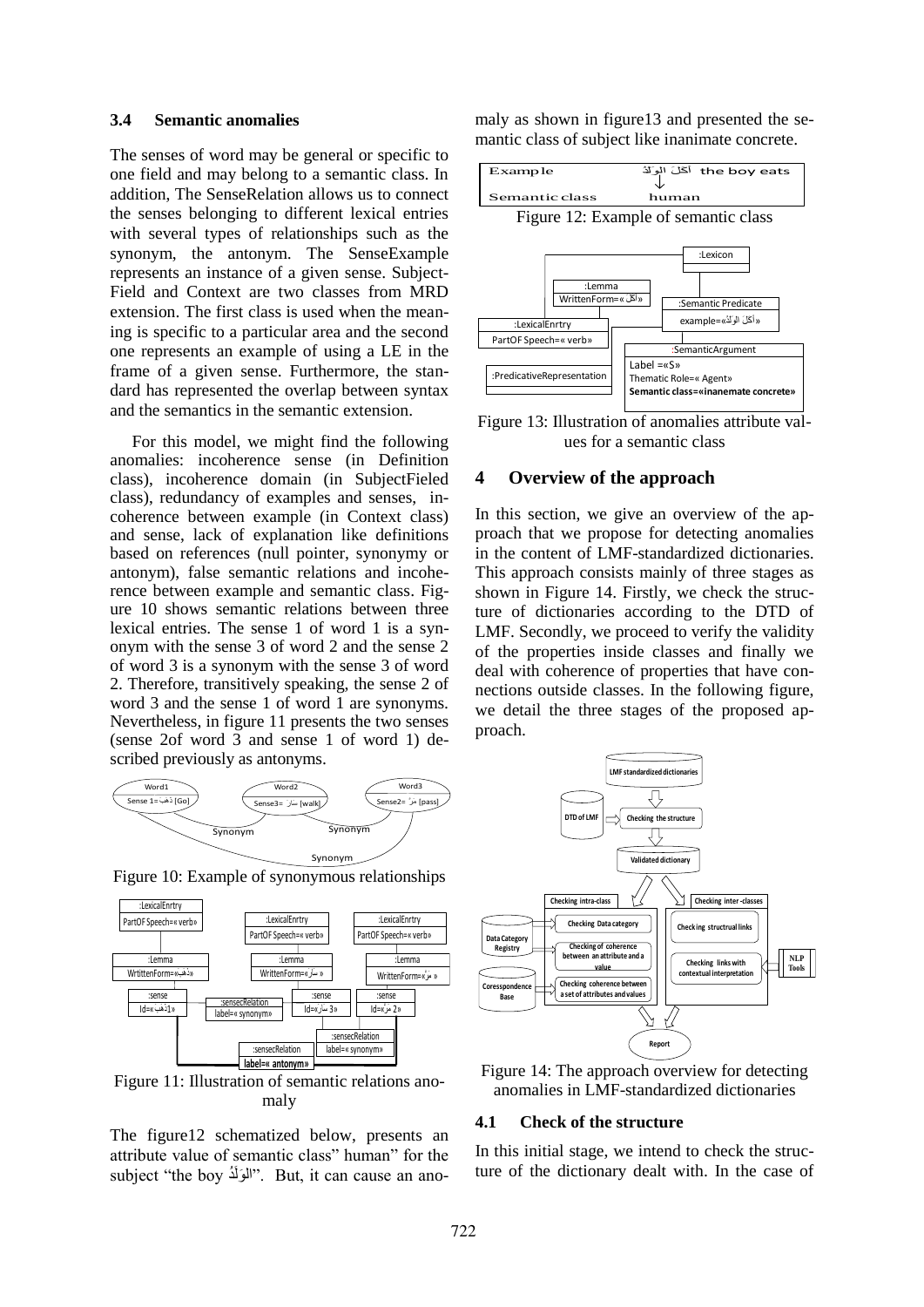### 3.4 Semantic anomalies

The senses of word may be general or specific to one field and may belong to a semantic class. In addition, The SenseRelation allows us to connect the senses belonging to different lexical entries with several types of relationships such as the synonym, the antonym. The SenseExample represents an instance of a given sense. SubjectField and Context are two classes from MRD extension. The first class is used when the meaning is specific to a particular area and the second one represents an example of using a LE in the frame of a given sense. Furthermore, the standard has represented the overlap between syntax and the semantics in the semantic extension.

For this model, we might find the following anomalies: incoherence sense (in Definition class), incoherence domain (in SubjectFieled class), redundancy of examples and senses, incoherence between example (in Context class) and sense, lack of explanation like definitions based on references (null pointer, synonymy or antonym), false semantic relations and incoherence between example and semantic class. Figure 10 shows semantic relations between three lexical entries. The sense 1 of word 1 is a synonym with the sense 3 of word 2 and the sense 2 of word 3 is a synonym with the sense 3 of word 2. Therefore, transitively speaking, the sense 2 of word 3 and the sense 1 of word 1 are synonyms. Nevertheless, in figure 11 presents the two senses (sense 2of word 3 and sense 1 of word 1) described previously as antonyms.

Figure 10: Example of synonymous relationships

Figure 11: Illustration of semantic relations anomaly

The figure12 schematized below, presents an attribute value of semantic class" human" for the subject "the boy الوَلَدُ". But, it can cause an anomaly as shown in figure13 and presented the semantic class of subject like inanimate concrete.

Figure 12: Example of semantic class

Figure 13: Illustration of anomalies attribute values for a semantic class

## 4 Overview of the approach

In this section, we give an overview of the approach that we propose for detecting anomalies in the content of LMF-standardized dictionaries. This approach consists mainly of three stages as shown in Figure 14. Firstly, we check the structure of dictionaries according to the DTD of LMF. Secondly, we proceed to verify the validity of the properties inside classes and finally we deal with coherence of properties that have connections outside classes. In the following figure, we detail the three stages of the proposed approach.

Figure 14: The approach overview for detecting anomalies in LMF-standardized dictionaries

### 4.1 Check of the structure

In this initial stage, we intend to check the structure of the dictionary dealt with. In the case of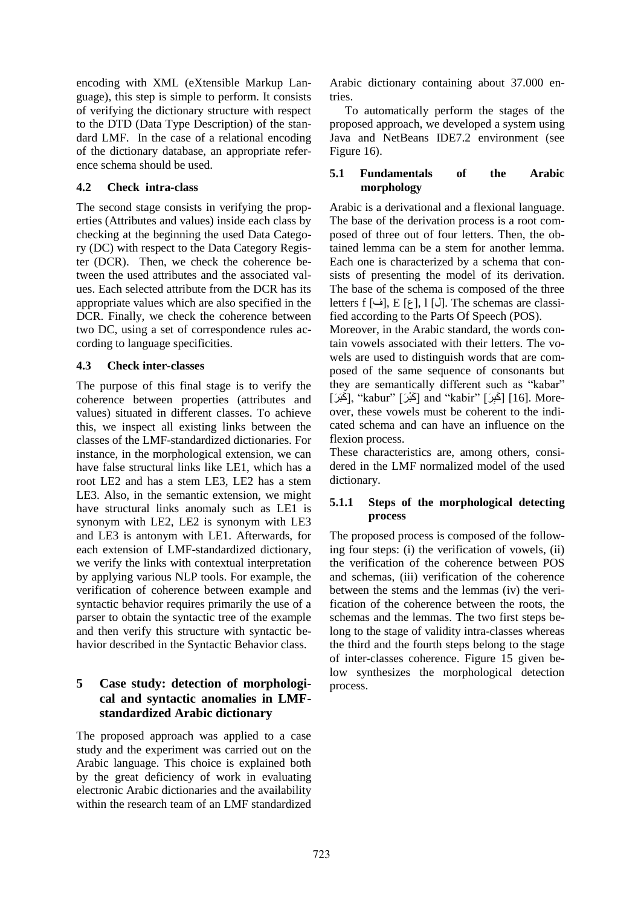encoding with XML (eXtensible Markup Language), this step is simple to perform. It consists of verifying the dictionary structure with respect to the DTD (Data Type Description) of the standard LMF. In the case of a relational encoding of the dictionary database, an appropriate reference schema should be used.

### 4.2 Check intra-class

The second stage consists in verifying the properties (Attributes and values) inside each class by checking at the beginning the used Data Category (DC) with respect to the Data Category Register (DCR). Then, we check the coherence between the used attributes and the associated values. Each selected attribute from the DCR has its appropriate values which are also specified in the DCR. Finally, we check the coherence between two DC, using a set of correspondence rules according to language specificities.

### 4.3 Check inter-classes

The purpose of this final stage is to verify the coherence between properties (attributes and values) situated in different classes. To achieve this, we inspect all existing links between the classes of the LMF-standardized dictionaries. For instance, in the morphological extension, we can have false structural links like LE1, which has a root LE2 and has a stem LE3, LE2 has a stem LE3. Also, in the semantic extension, we might have structural links anomaly such as LE1 is synonym with LE2, LE2 is synonym with LE3 and LE3 is antonym with LE1. Afterwards, for each extension of LMF-standardized dictionary, we verify the links with contextual interpretation by applying various NLP tools. For example, the verification of coherence between example and syntactic behavior requires primarily the use of a parser to obtain the syntactic tree of the example and then verify this structure with syntactic behavior described in the Syntactic Behavior class.

## 5 Case study: detection of morphological and syntactic anomalies in LMF-standardized Arabic dictionary

The proposed approach was applied to a case study and the experiment was carried out on the Arabic language. This choice is explained both by the great deficiency of work in evaluating electronic Arabic dictionaries and the availability within the research team of an LMF standardized Arabic dictionary containing about 37.000 entries.

To automatically perform the stages of the proposed approach, we developed a system using Java and NetBeans IDE7.2 environment (see Figure 16).

### 5.1 Fundamentals of the Arabic morphology

Arabic is a derivational and a flexional language. The base of the derivation process is a root composed of three out of four letters. Then, the obtained lemma can be a stem for another lemma. Each one is characterized by a schema that consists of presenting the model of its derivation. The base of the schema is composed of the three letters f [ف], E [ع], l [ل]. The schemas are classified according to the Parts Of Speech (POS).

Moreover, in the Arabic standard, the words contain vowels associated with their letters. The vowels are used to distinguish words that are composed of the same sequence of consonants but they are semantically different such as "kabar" [كَبَرَ], "kabur" [كَبُرَ] and "kabir" [كَبِرَ] [16]. Moreover, these vowels must be coherent to the indicated schema and can have an influence on the flexion process.

These characteristics are, among others, considered in the LMF normalized model of the used dictionary.

#### 5.1.1 Steps of the morphological detecting process

The proposed process is composed of the following four steps: (i) the verification of vowels, (ii) the verification of the coherence between POS and schemas, (iii) verification of the coherence between the stems and the lemmas (iv) the verification of the coherence between the roots, the schemas and the lemmas. The two first steps belong to the stage of validity intra-classes whereas the third and the fourth steps belong to the stage of inter-classes coherence. Figure 15 given below synthesizes the morphological detection process.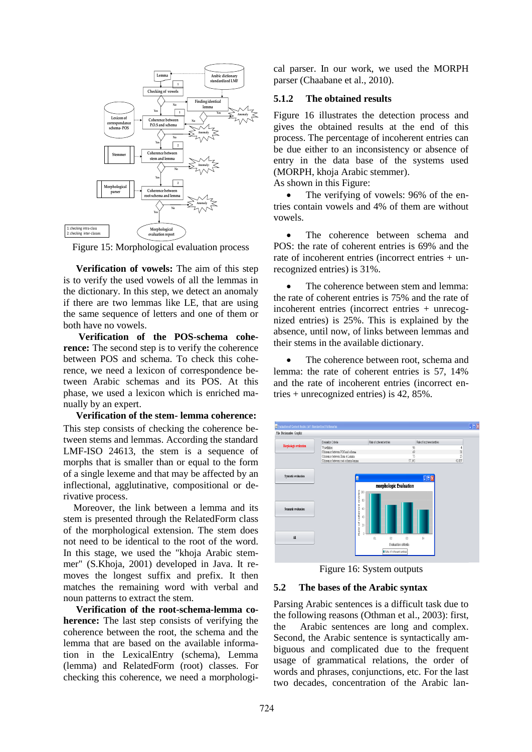Figure 15: Morphological evaluation process

**Verification of vowels:** The aim of this step is to verify the used vowels of all the lemmas in the dictionary. In this step, we detect an anomaly if there are two lemmas like LE, that are using the same sequence of letters and one of them or both have no vowels.

**Verification of the POS-schema coherence:** The second step is to verify the coherence between POS and schema. To check this coherence, we need a lexicon of correspondence between Arabic schemas and its POS. At this phase, we used a lexicon which is enriched manually by an expert.

**Verification of the stem- lemma coherence:** This step consists of checking the coherence between stems and lemmas. According the standard LMF-ISO 24613, the stem is a sequence of morphs that is smaller than or equal to the form of a single lexeme and that may be affected by an inflectional, agglutinative, compositional or derivative process.

Moreover, the link between a lemma and its stem is presented through the RelatedForm class of the morphological extension. The stem does not need to be identical to the root of the word. In this stage, we used the "khoja Arabic stemmer" (S.Khoja, 2001) developed in Java. It removes the longest suffix and prefix. It then matches the remaining word with verbal and noun patterns to extract the stem.

**Verification of the root-schema-lemma coherence:** The last step consists of verifying the coherence between the root, the schema and the lemma that are based on the available information in the LexicalEntry (schema), Lemma (lemma) and RelatedForm (root) classes. For checking this coherence, we need a morphological parser. In our work, we used the MORPH parser (Chaabane et al., 2010).

### 5.1.2 The obtained results

Figure 16 illustrates the detection process and gives the obtained results at the end of this process. The percentage of incoherent entries can be due either to an inconsistency or absence of entry in the data base of the systems used (MORPH, khoja Arabic stemmer).

As shown in this Figure:

- The verifying of vowels: 96% of the entries contain vowels and 4% of them are without vowels.

- The coherence between schema and POS: the rate of coherent entries is 69% and the rate of incoherent entries (incorrect entries + unrecognized entries) is 31%.

- The coherence between stem and lemma: the rate of coherent entries is 75% and the rate of incoherent entries (incorrect entries + unrecognized entries) is 25%. This is explained by the absence, until now, of links between lemmas and their stems in the available dictionary.

- The coherence between root, schema and lemma: the rate of coherent entries is 57, 14% and the rate of incoherent entries (incorrect entries + unrecognized entries) is 42, 85%.

Figure 16: System outputs

## 5.2 The bases of the Arabic syntax

Parsing Arabic sentences is a difficult task due to the following reasons (Othman et al., 2003): first, the Arabic sentences are long and complex. Second, the Arabic sentence is syntactically ambiguous and complicated due to the frequent usage of grammatical relations, the order of words and phrases, conjunctions, etc. For the last two decades, concentration of the Arabic lan-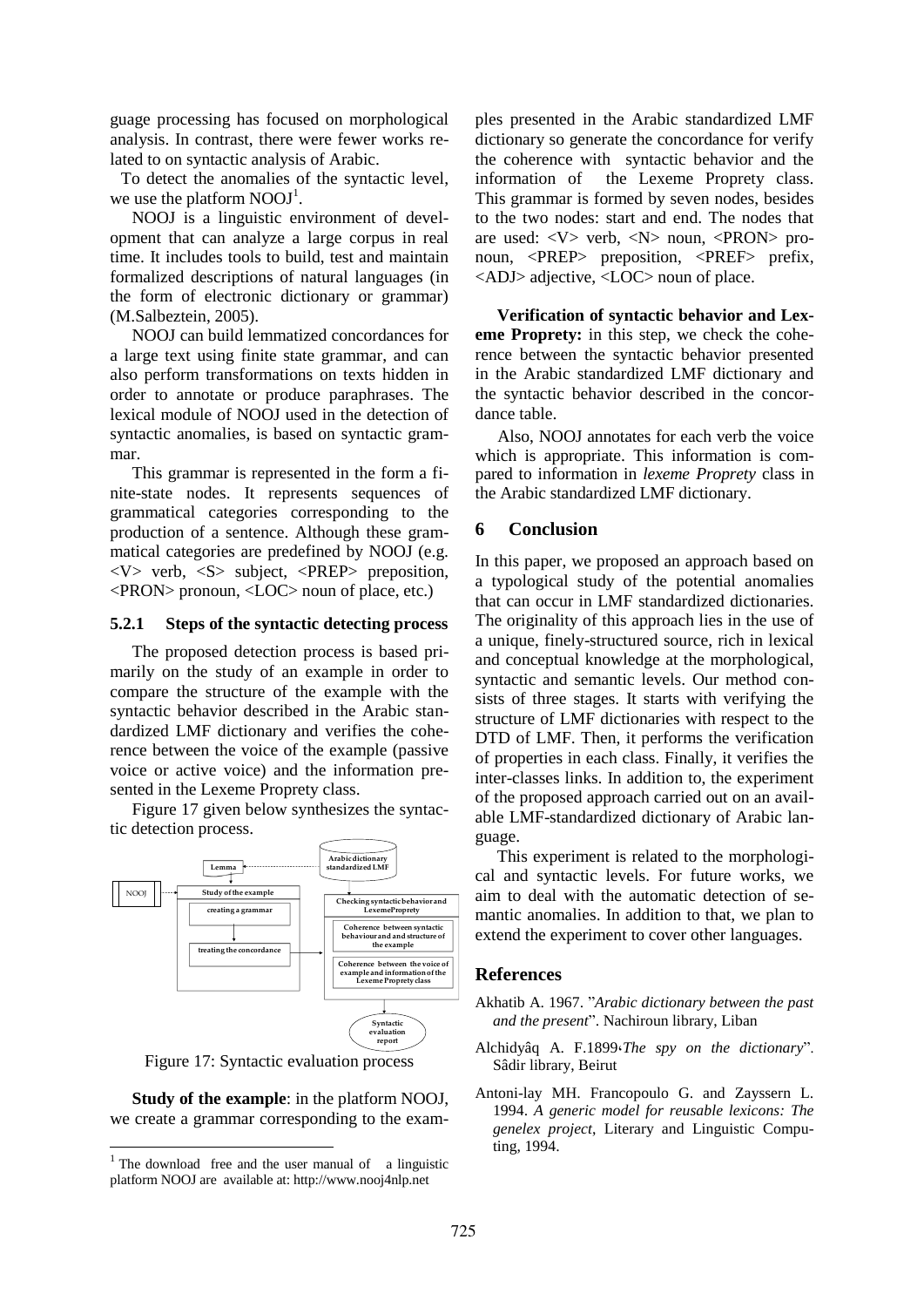guage processing has focused on morphological analysis. In contrast, there were fewer works related to on syntactic analysis of Arabic.

To detect the anomalies of the syntactic level, we use the platform NOOJ[1].

NOOJ is a linguistic environment of development that can analyze a large corpus in real time. It includes tools to build, test and maintain formalized descriptions of natural languages (in the form of electronic dictionary or grammar) (M.Salbeztein, 2005).

NOOJ can build lemmatized concordances for a large text using finite state grammar, and can also perform transformations on texts hidden in order to annotate or produce paraphrases. The lexical module of NOOJ used in the detection of syntactic anomalies, is based on syntactic grammar.

This grammar is represented in the form a finite-state nodes. It represents sequences of grammatical categories corresponding to the production of a sentence. Although these grammatical categories are predefined by NOOJ (e.g. <V> verb, <S> subject, <PREP> preposition, <PRON> pronoun, <LOC> noun of place, etc.)

### 5.2.1 Steps of the syntactic detecting process

The proposed detection process is based primarily on the study of an example in order to compare the structure of the example with the syntactic behavior described in the Arabic standardized LMF dictionary and verifies the coherence between the voice of the example (passive voice or active voice) and the information presented in the Lexeme Proprety class.

Figure 17 given below synthesizes the syntactic detection process.

Figure 17: Syntactic evaluation process

**Study of the example**: in the platform NOOJ, we create a grammar corresponding to the examples presented in the Arabic standardized LMF dictionary so generate the concordance for verify the coherence with syntactic behavior and the information of the Lexeme Proprety class. This grammar is formed by seven nodes, besides to the two nodes: start and end. The nodes that are used: <V> verb, <N> noun, <PRON> pronoun, <PREP> preposition, <PREF> prefix, <ADJ> adjective, <LOC> noun of place.

**Verification of syntactic behavior and Lexeme Proprety:** in this step, we check the coherence between the syntactic behavior presented in the Arabic standardized LMF dictionary and the syntactic behavior described in the concordance table.

Also, NOOJ annotates for each verb the voice which is appropriate. This information is compared to information in *lexeme Proprety* class in the Arabic standardized LMF dictionary.

## 6 Conclusion

In this paper, we proposed an approach based on a typological study of the potential anomalies that can occur in LMF standardized dictionaries. The originality of this approach lies in the use of a unique, finely-structured source, rich in lexical and conceptual knowledge at the morphological, syntactic and semantic levels. Our method consists of three stages. It starts with verifying the structure of LMF dictionaries with respect to the DTD of LMF. Then, it performs the verification of properties in each class. Finally, it verifies the inter-classes links. In addition to, the experiment of the proposed approach carried out on an available LMF-standardized dictionary of Arabic language.

This experiment is related to the morphological and syntactic levels. For future works, we aim to deal with the automatic detection of semantic anomalies. In addition to that, we plan to extend the experiment to cover other languages.

## References

Akhatib A. 1967. "*Arabic dictionary between the past and the present*". Nachiroun library, Liban

Alchidyâq A. F.1899‹*The spy on the dictionary*". Sâdir library, Beirut

Antoni-lay MH. Francopoulo G. and Zayssern L. 1994. *A generic model for reusable lexicons: The genelex project*, Literary and Linguistic Computing, 1994.

[1] The download free and the user manual of a linguistic platform NOOJ are available at: http://www.nooj4nlp.net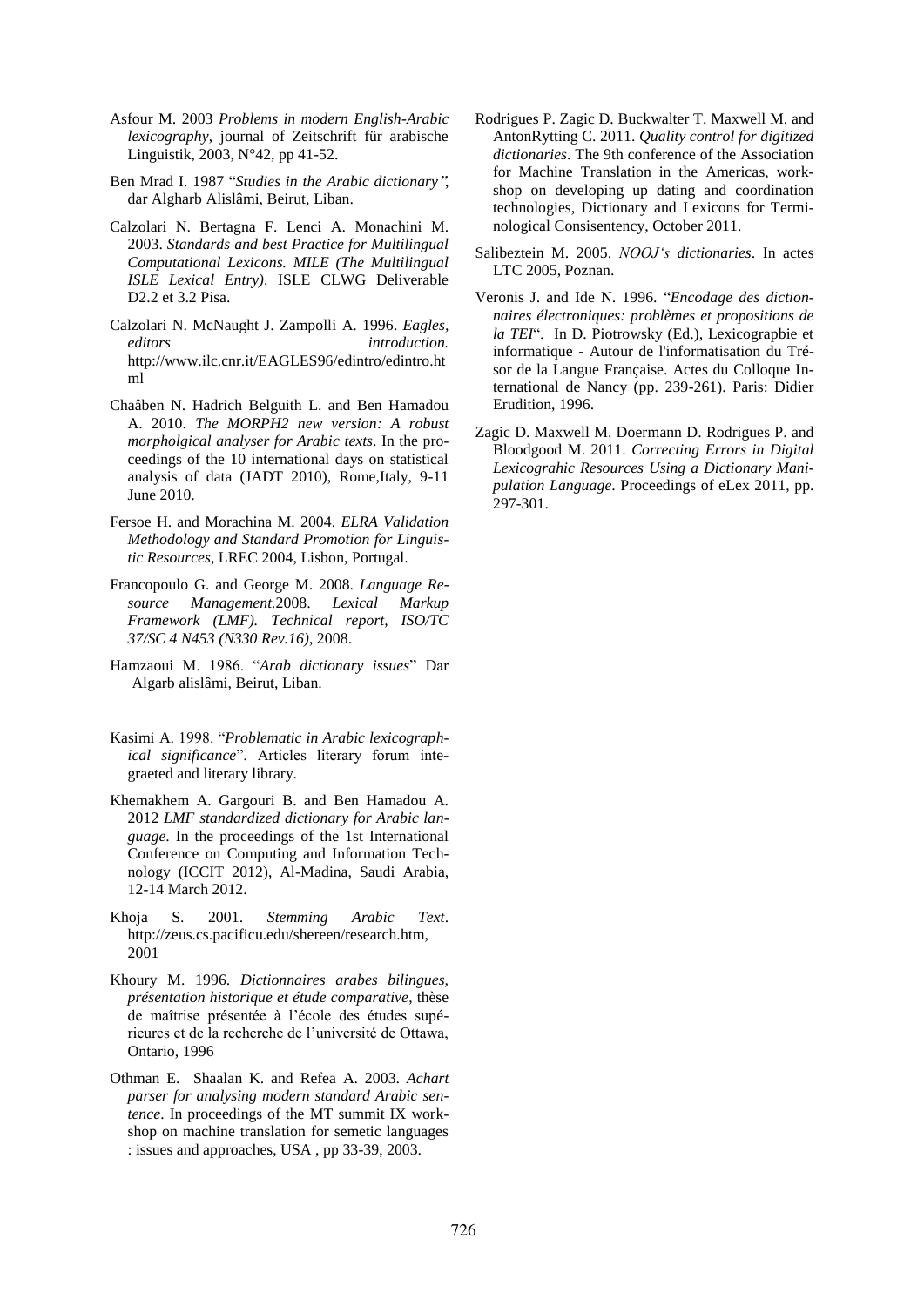Asfour M. 2003 *Problems in modern English-Arabic lexicography*, journal of Zeitschrift für arabische Linguistik, 2003, N°42, pp 41-52.

Ben Mrad I. 1987 "*Studies in the Arabic dictionary"*, dar Algharb Alislâmi, Beirut, Liban.

Calzolari N. Bertagna F. Lenci A. Monachini M. 2003. *Standards and best Practice for Multilingual Computational Lexicons. MILE (The Multilingual ISLE Lexical Entry)*. ISLE CLWG Deliverable D2.2 et 3.2 Pisa.

Calzolari N. McNaught J. Zampolli A. 1996. *Eagles, editors introduction.* http://www.ilc.cnr.it/EAGLES96/edintro/edintro.html

Chaâben N. Hadrich Belguith L. and Ben Hamadou A. 2010. *The MORPH2 new version: A robust morpholgical analyser for Arabic texts*. In the proceedings of the 10 international days on statistical analysis of data (JADT 2010), Rome,Italy, 9-11 June 2010.

Fersoe H. and Morachina M. 2004. *ELRA Validation Methodology and Standard Promotion for Linguistic Resources*, LREC 2004, Lisbon, Portugal.

Francopoulo G. and George M. 2008. *Language Resource Management.*2008. *Lexical Markup Framework (LMF). Technical report, ISO/TC 37/SC 4 N453 (N330 Rev.16)*, 2008.

Hamzaoui M. 1986. "*Arab dictionary issues*" Dar Algarb alislâmi, Beirut, Liban.

Kasimi A. 1998. "*Problematic in Arabic lexicographical significance*". Articles literary forum integraeted and literary library.

Khemakhem A. Gargouri B. and Ben Hamadou A. 2012 *LMF standardized dictionary for Arabic language*. In the proceedings of the 1st International Conference on Computing and Information Technology (ICCIT 2012), Al-Madina, Saudi Arabia, 12-14 March 2012.

Khoja S. 2001. *Stemming Arabic Text*. http://zeus.cs.pacificu.edu/shereen/research.htm, 2001

Khoury M. 1996. *Dictionnaires arabes bilingues, présentation historique et étude comparative*, thèse de maîtrise présentée à l'école des études supérieures et de la recherche de l'université de Ottawa, Ontario, 1996

Othman E. Shaalan K. and Refea A. 2003. *Achart parser for analysing modern standard Arabic sentence*. In proceedings of the MT summit IX workshop on machine translation for semetic languages : issues and approaches, USA , pp 33-39, 2003.

Rodrigues P. Zagic D. Buckwalter T. Maxwell M. and AntonRytting C. 2011. *Quality control for digitized dictionaries*. The 9th conference of the Association for Machine Translation in the Americas, workshop on developing up dating and coordination technologies, Dictionary and Lexicons for Terminological Consisentency, October 2011.

Salibeztein M. 2005. *NOOJ's dictionaries*. In actes LTC 2005, Poznan.

Veronis J. and Ide N. 1996. "*Encodage des dictionnaires électroniques: problèmes et propositions de la TEI*". In D. Piotrowsky (Ed.), Lexicograpbie et informatique - Autour de l'informatisation du Trésor de la Langue Française. Actes du Colloque International de Nancy (pp. 239-261). Paris: Didier Erudition, 1996.

Zagic D. Maxwell M. Doermann D. Rodrigues P. and Bloodgood M. 2011. *Correcting Errors in Digital Lexicograhic Resources Using a Dictionary Manipulation Language*. Proceedings of eLex 2011, pp. 297-301.